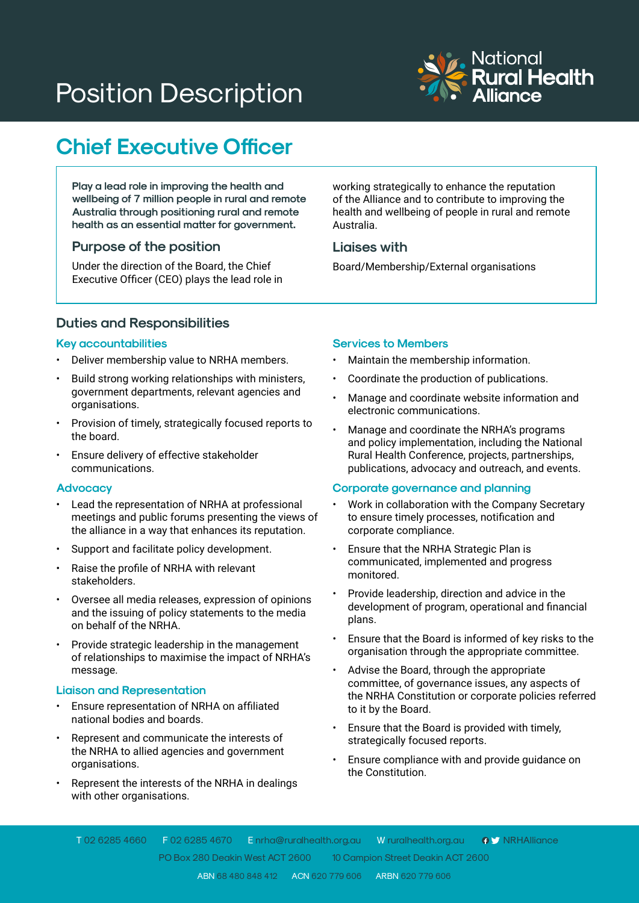# Position Description

National Rural Health Alliance

## Chief Executive Officer

**Play a lead role in improving the health and wellbeing of 7 million people in rural and remote Australia through positioning rural and remote health as an essential matter for government.**

### Purpose of the position

Under the direction of the Board, the Chief Executive Officer (CEO) plays the lead role in working strategically to enhance the reputation of the Alliance and to contribute to improving the health and wellbeing of people in rural and remote Australia.

### Liaises with

Board/Membership/External organisations

## Duties and Responsibilities

### Key accountabilities

- Deliver membership value to NRHA members.
- Build strong working relationships with ministers, government departments, relevant agencies and organisations.
- Provision of timely, strategically focused reports to the board.
- Ensure delivery of effective stakeholder communications.

### Advocacy

- Lead the representation of NRHA at professional meetings and public forums presenting the views of the alliance in a way that enhances its reputation.
- Support and facilitate policy development.
- Raise the profile of NRHA with relevant stakeholders.
- Oversee all media releases, expression of opinions and the issuing of policy statements to the media on behalf of the NRHA.
- Provide strategic leadership in the management of relationships to maximise the impact of NRHA's message.

### Liaison and Representation

- Ensure representation of NRHA on affiliated national bodies and boards.
- Represent and communicate the interests of the NRHA to allied agencies and government organisations.
- Represent the interests of the NRHA in dealings with other organisations.

### Services to Members

- Maintain the membership information.
- Coordinate the production of publications.
- Manage and coordinate website information and electronic communications.
- Manage and coordinate the NRHA's programs and policy implementation, including the National Rural Health Conference, projects, partnerships, publications, advocacy and outreach, and events.

### Corporate governance and planning

- Work in collaboration with the Company Secretary to ensure timely processes, notification and corporate compliance.
- Ensure that the NRHA Strategic Plan is communicated, implemented and progress monitored.
- Provide leadership, direction and advice in the development of program, operational and financial plans.
- Ensure that the Board is informed of key risks to the organisation through the appropriate committee.
- Advise the Board, through the appropriate committee, of governance issues, any aspects of the NRHA Constitution or corporate policies referred to it by the Board.
- Ensure that the Board is provided with timely, strategically focused reports.
- Ensure compliance with and provide guidance on the Constitution.

T 02 6285 4660 F 02 6285 4670 E nrha@ruralhealth.org.au W ruralhealth.org.au NRHAlliance

PO Box 280 Deakin West ACT 2600 10 Campion Street Deakin ACT 2600

ABN 68 480 848 412 ACN 620 779 606 ARBN 620 779 606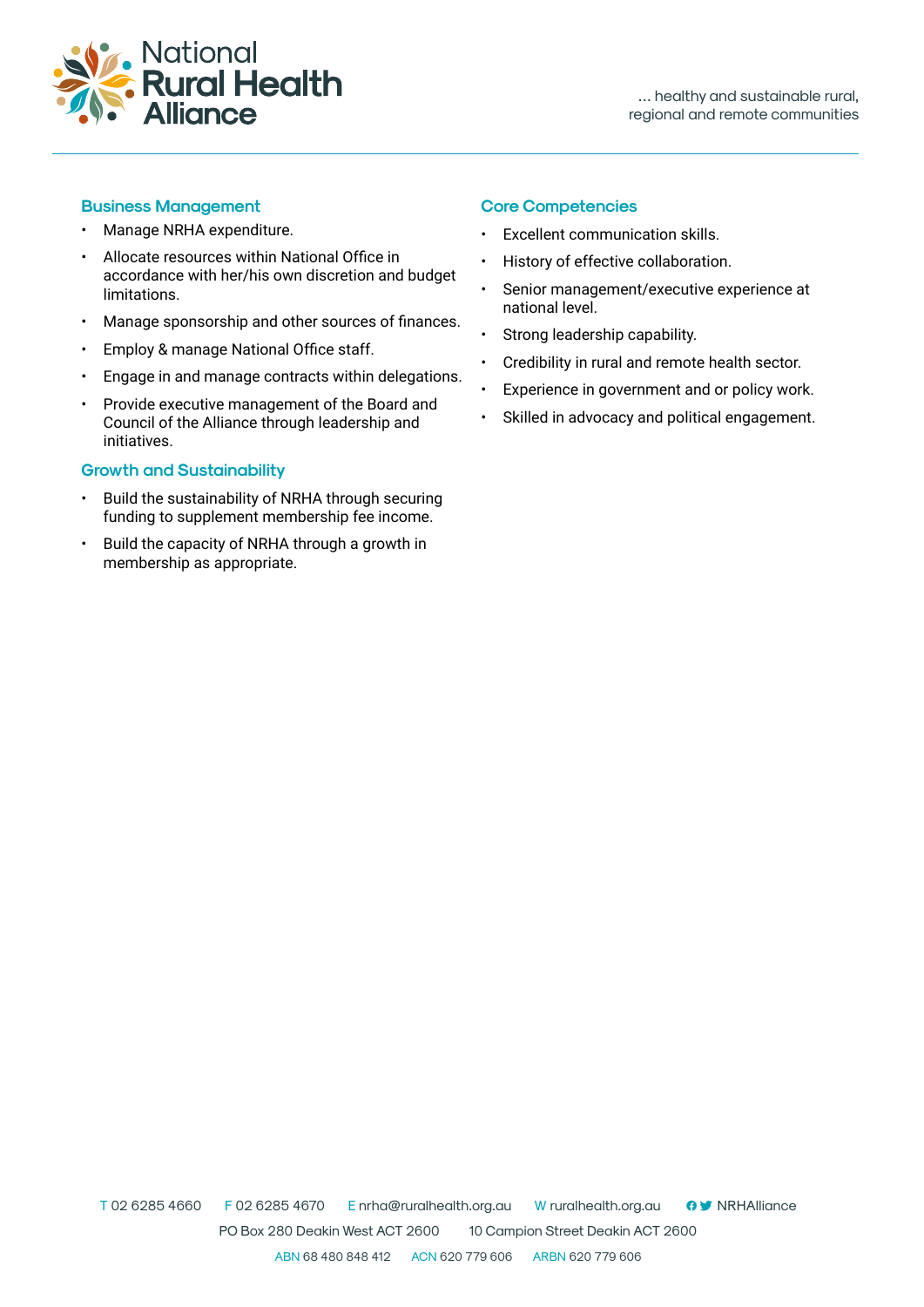## Business Management

- Manage NRHA expenditure.
- Allocate resources within National Office in accordance with her/his own discretion and budget limitations.
- Manage sponsorship and other sources of finances.
- Employ & manage National Office staff.
- Engage in and manage contracts within delegations.
- Provide executive management of the Board and Council of the Alliance through leadership and initiatives.

## Growth and Sustainability

- Build the sustainability of NRHA through securing funding to supplement membership fee income.
- Build the capacity of NRHA through a growth in membership as appropriate.

## Core Competencies

- Excellent communication skills.
- History of effective collaboration.
- Senior management/executive experience at national level.
- Strong leadership capability.
- Credibility in rural and remote health sector.
- Experience in government and or policy work.
- Skilled in advocacy and political engagement.